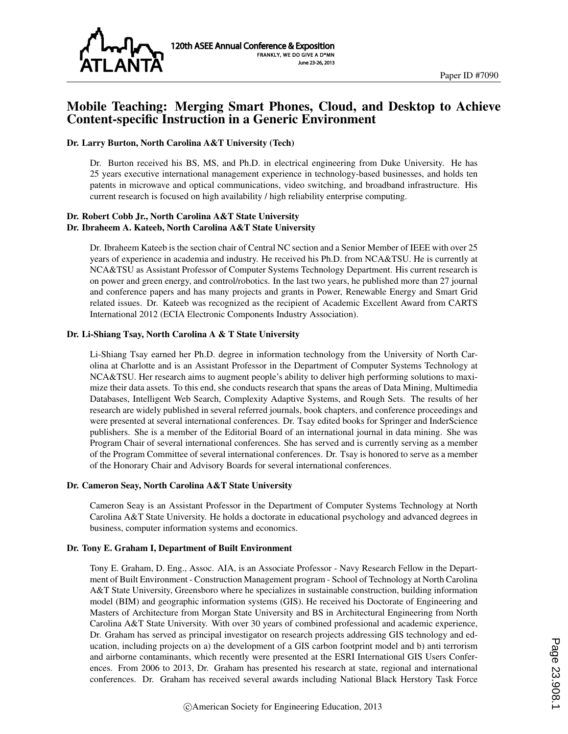Paper ID #7090

# Mobile Teaching: Merging Smart Phones, Cloud, and Desktop to Achieve Content-specific Instruction in a Generic Environment

### Dr. Larry Burton, North Carolina A&T University (Tech)

Dr. Burton received his BS, MS, and Ph.D. in electrical engineering from Duke University. He has 25 years executive international management experience in technology-based businesses, and holds ten patents in microwave and optical communications, video switching, and broadband infrastructure. His current research is focused on high availability / high reliability enterprise computing.

### Dr. Robert Cobb Jr., North Carolina A&T State University
### Dr. Ibraheem A. Kateeb, North Carolina A&T State University

Dr. Ibraheem Kateeb is the section chair of Central NC section and a Senior Member of IEEE with over 25 years of experience in academia and industry. He received his Ph.D. from NCA&TSU. He is currently at NCA&TSU as Assistant Professor of Computer Systems Technology Department. His current research is on power and green energy, and control/robotics. In the last two years, he published more than 27 journal and conference papers and has many projects and grants in Power, Renewable Energy and Smart Grid related issues. Dr. Kateeb was recognized as the recipient of Academic Excellent Award from CARTS International 2012 (ECIA Electronic Components Industry Association).

### Dr. Li-Shiang Tsay, North Carolina A & T State University

Li-Shiang Tsay earned her Ph.D. degree in information technology from the University of North Carolina at Charlotte and is an Assistant Professor in the Department of Computer Systems Technology at NCA&TSU. Her research aims to augment people's ability to deliver high performing solutions to maximize their data assets. To this end, she conducts research that spans the areas of Data Mining, Multimedia Databases, Intelligent Web Search, Complexity Adaptive Systems, and Rough Sets. The results of her research are widely published in several referred journals, book chapters, and conference proceedings and were presented at several international conferences. Dr. Tsay edited books for Springer and InderScience publishers. She is a member of the Editorial Board of an international journal in data mining. She was Program Chair of several international conferences. She has served and is currently serving as a member of the Program Committee of several international conferences. Dr. Tsay is honored to serve as a member of the Honorary Chair and Advisory Boards for several international conferences.

### Dr. Cameron Seay, North Carolina A&T State University

Cameron Seay is an Assistant Professor in the Department of Computer Systems Technology at North Carolina A&T State University. He holds a doctorate in educational psychology and advanced degrees in business, computer information systems and economics.

### Dr. Tony E. Graham I, Department of Built Environment

Tony E. Graham, D. Eng., Assoc. AIA, is an Associate Professor - Navy Research Fellow in the Department of Built Environment - Construction Management program - School of Technology at North Carolina A&T State University, Greensboro where he specializes in sustainable construction, building information model (BIM) and geographic information systems (GIS). He received his Doctorate of Engineering and Masters of Architecture from Morgan State University and BS in Architectural Engineering from North Carolina A&T State University. With over 30 years of combined professional and academic experience, Dr. Graham has served as principal investigator on research projects addressing GIS technology and education, including projects on a) the development of a GIS carbon footprint model and b) anti terrorism and airborne contaminants, which recently were presented at the ESRI International GIS Users Conferences. From 2006 to 2013, Dr. Graham has presented his research at state, regional and international conferences. Dr. Graham has received several awards including National Black Herstory Task Force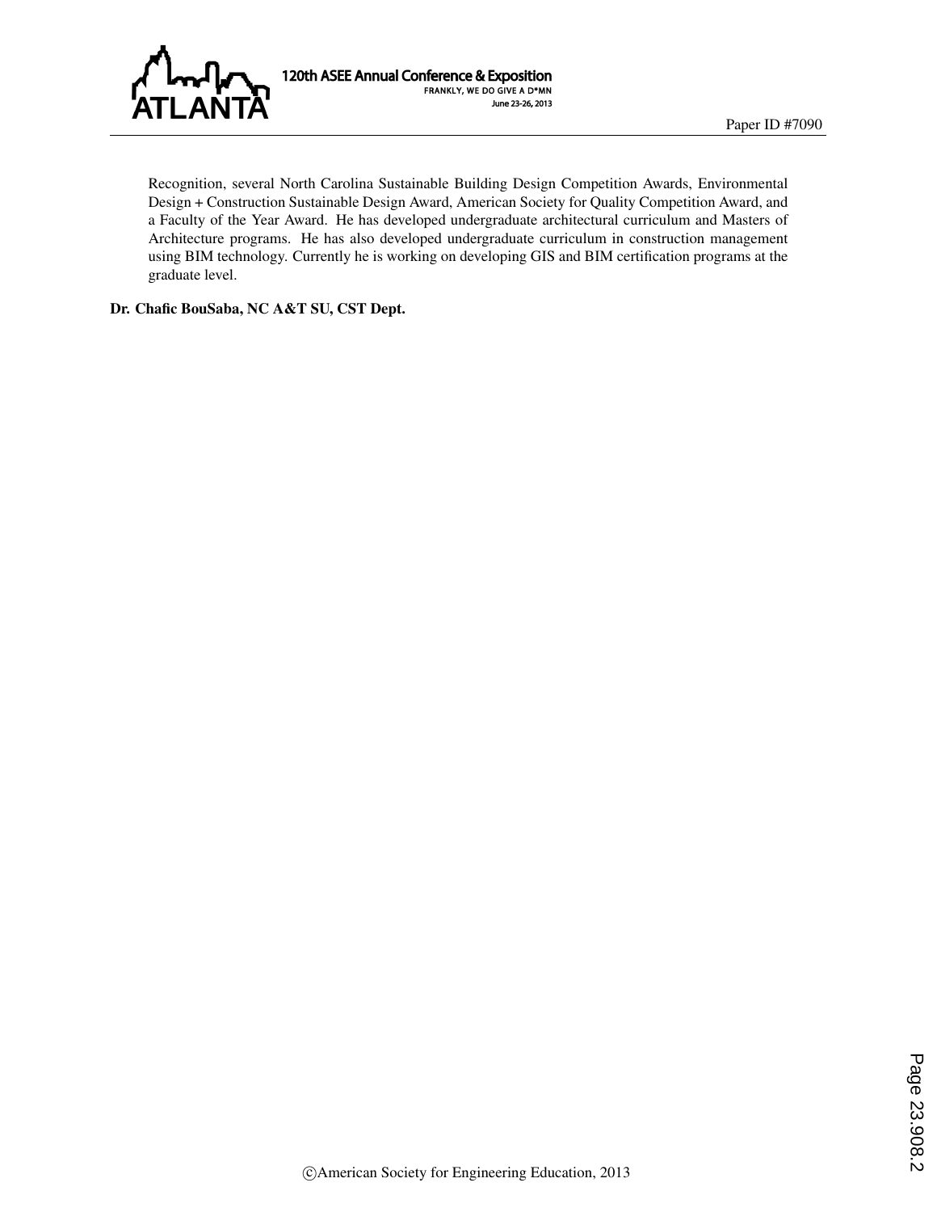Recognition, several North Carolina Sustainable Building Design Competition Awards, Environmental Design + Construction Sustainable Design Award, American Society for Quality Competition Award, and a Faculty of the Year Award. He has developed undergraduate architectural curriculum and Masters of Architecture programs. He has also developed undergraduate curriculum in construction management using BIM technology. Currently he is working on developing GIS and BIM certification programs at the graduate level.

**Dr. Chafic BouSaba, NC A&T SU, CST Dept.**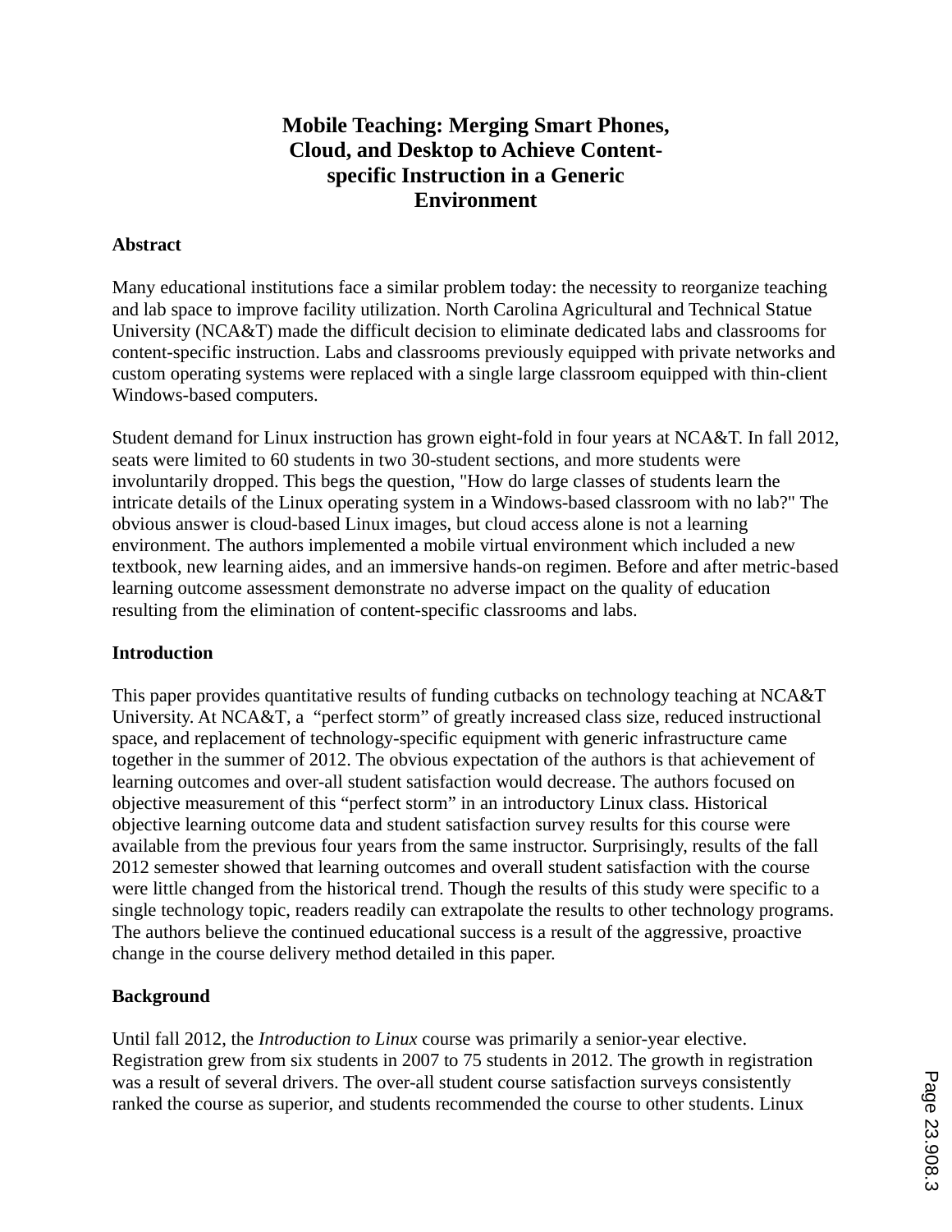# Mobile Teaching: Merging Smart Phones, Cloud, and Desktop to Achieve Content-specific Instruction in a Generic Environment

## Abstract

Many educational institutions face a similar problem today: the necessity to reorganize teaching and lab space to improve facility utilization. North Carolina Agricultural and Technical Statue University (NCA&T) made the difficult decision to eliminate dedicated labs and classrooms for content-specific instruction. Labs and classrooms previously equipped with private networks and custom operating systems were replaced with a single large classroom equipped with thin-client Windows-based computers.

Student demand for Linux instruction has grown eight-fold in four years at NCA&T. In fall 2012, seats were limited to 60 students in two 30-student sections, and more students were involuntarily dropped. This begs the question, "How do large classes of students learn the intricate details of the Linux operating system in a Windows-based classroom with no lab?" The obvious answer is cloud-based Linux images, but cloud access alone is not a learning environment. The authors implemented a mobile virtual environment which included a new textbook, new learning aides, and an immersive hands-on regimen. Before and after metric-based learning outcome assessment demonstrate no adverse impact on the quality of education resulting from the elimination of content-specific classrooms and labs.

## Introduction

This paper provides quantitative results of funding cutbacks on technology teaching at NCA&T University. At NCA&T, a "perfect storm" of greatly increased class size, reduced instructional space, and replacement of technology-specific equipment with generic infrastructure came together in the summer of 2012. The obvious expectation of the authors is that achievement of learning outcomes and over-all student satisfaction would decrease. The authors focused on objective measurement of this "perfect storm" in an introductory Linux class. Historical objective learning outcome data and student satisfaction survey results for this course were available from the previous four years from the same instructor. Surprisingly, results of the fall 2012 semester showed that learning outcomes and overall student satisfaction with the course were little changed from the historical trend. Though the results of this study were specific to a single technology topic, readers readily can extrapolate the results to other technology programs. The authors believe the continued educational success is a result of the aggressive, proactive change in the course delivery method detailed in this paper.

## Background

Until fall 2012, the *Introduction to Linux* course was primarily a senior-year elective. Registration grew from six students in 2007 to 75 students in 2012. The growth in registration was a result of several drivers. The over-all student course satisfaction surveys consistently ranked the course as superior, and students recommended the course to other students. Linux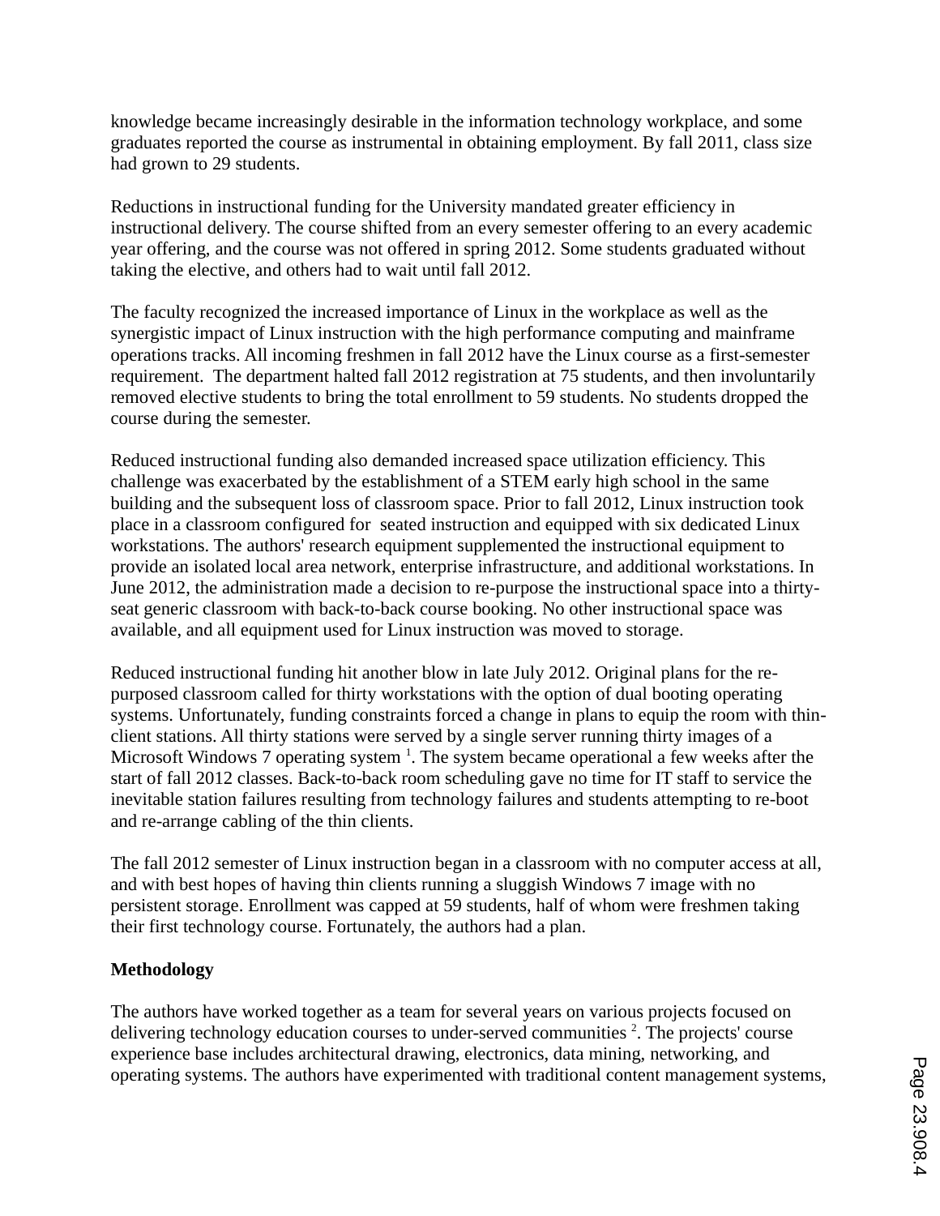knowledge became increasingly desirable in the information technology workplace, and some graduates reported the course as instrumental in obtaining employment. By fall 2011, class size had grown to 29 students.

Reductions in instructional funding for the University mandated greater efficiency in instructional delivery. The course shifted from an every semester offering to an every academic year offering, and the course was not offered in spring 2012. Some students graduated without taking the elective, and others had to wait until fall 2012.

The faculty recognized the increased importance of Linux in the workplace as well as the synergistic impact of Linux instruction with the high performance computing and mainframe operations tracks. All incoming freshmen in fall 2012 have the Linux course as a first-semester requirement. The department halted fall 2012 registration at 75 students, and then involuntarily removed elective students to bring the total enrollment to 59 students. No students dropped the course during the semester.

Reduced instructional funding also demanded increased space utilization efficiency. This challenge was exacerbated by the establishment of a STEM early high school in the same building and the subsequent loss of classroom space. Prior to fall 2012, Linux instruction took place in a classroom configured for seated instruction and equipped with six dedicated Linux workstations. The authors' research equipment supplemented the instructional equipment to provide an isolated local area network, enterprise infrastructure, and additional workstations. In June 2012, the administration made a decision to re-purpose the instructional space into a thirty-seat generic classroom with back-to-back course booking. No other instructional space was available, and all equipment used for Linux instruction was moved to storage.

Reduced instructional funding hit another blow in late July 2012. Original plans for the re-purposed classroom called for thirty workstations with the option of dual booting operating systems. Unfortunately, funding constraints forced a change in plans to equip the room with thin-client stations. All thirty stations were served by a single server running thirty images of a Microsoft Windows 7 operating system [1]. The system became operational a few weeks after the start of fall 2012 classes. Back-to-back room scheduling gave no time for IT staff to service the inevitable station failures resulting from technology failures and students attempting to re-boot and re-arrange cabling of the thin clients.

The fall 2012 semester of Linux instruction began in a classroom with no computer access at all, and with best hopes of having thin clients running a sluggish Windows 7 image with no persistent storage. Enrollment was capped at 59 students, half of whom were freshmen taking their first technology course. Fortunately, the authors had a plan.

**Methodology**

The authors have worked together as a team for several years on various projects focused on delivering technology education courses to under-served communities [2]. The projects' course experience base includes architectural drawing, electronics, data mining, networking, and operating systems. The authors have experimented with traditional content management systems,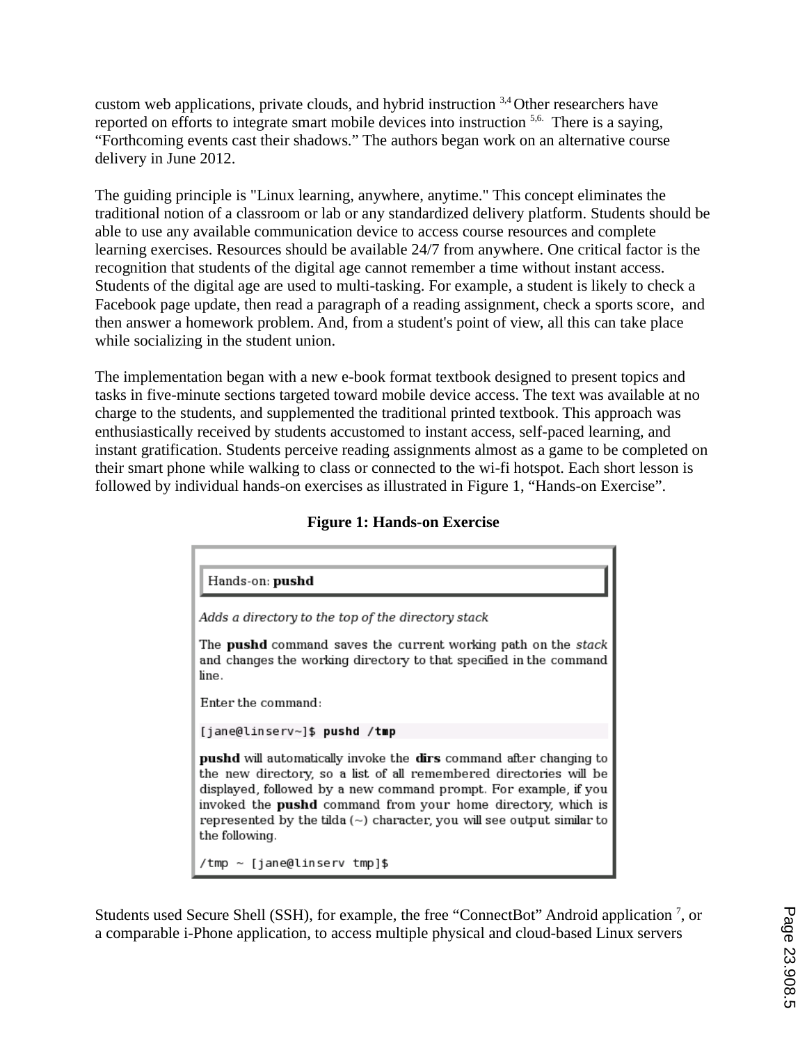custom web applications, private clouds, and hybrid instruction [3,4] Other researchers have reported on efforts to integrate smart mobile devices into instruction [5,6.] There is a saying, “Forthcoming events cast their shadows.” The authors began work on an alternative course delivery in June 2012.

The guiding principle is "Linux learning, anywhere, anytime." This concept eliminates the traditional notion of a classroom or lab or any standardized delivery platform. Students should be able to use any available communication device to access course resources and complete learning exercises. Resources should be available 24/7 from anywhere. One critical factor is the recognition that students of the digital age cannot remember a time without instant access. Students of the digital age are used to multi-tasking. For example, a student is likely to check a Facebook page update, then read a paragraph of a reading assignment, check a sports score, and then answer a homework problem. And, from a student's point of view, all this can take place while socializing in the student union.

The implementation began with a new e-book format textbook designed to present topics and tasks in five-minute sections targeted toward mobile device access. The text was available at no charge to the students, and supplemented the traditional printed textbook. This approach was enthusiastically received by students accustomed to instant access, self-paced learning, and instant gratification. Students perceive reading assignments almost as a game to be completed on their smart phone while walking to class or connected to the wi-fi hotspot. Each short lesson is followed by individual hands-on exercises as illustrated in Figure 1, “Hands-on Exercise”.

**Figure 1: Hands-on Exercise**

Hands-on: **pushd**

*Adds a directory to the top of the directory stack*

The **pushd** command saves the current working path on the *stack* and changes the working directory to that specified in the command line.

Enter the command:

```
[jane@linserv~]$ pushd /tmp
```

**pushd** will automatically invoke the **dirs** command after changing to the new directory, so a list of all remembered directories will be displayed, followed by a new command prompt. For example, if you invoked the **pushd** command from your home directory, which is represented by the tilda (~) character, you will see output similar to the following.

```
/tmp ~ [jane@linserv tmp]$
```

Students used Secure Shell (SSH), for example, the free “ConnectBot” Android application [7], or a comparable i-Phone application, to access multiple physical and cloud-based Linux servers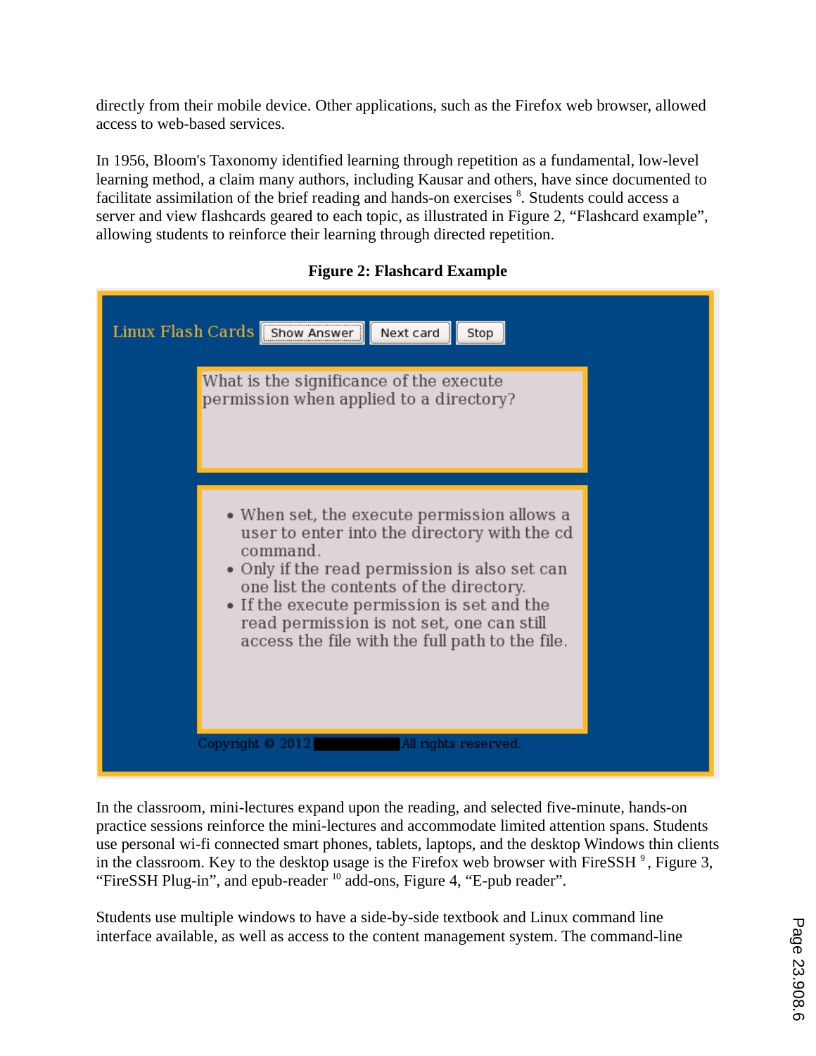directly from their mobile device. Other applications, such as the Firefox web browser, allowed access to web-based services.

In 1956, Bloom's Taxonomy identified learning through repetition as a fundamental, low-level learning method, a claim many authors, including Kausar and others, have since documented to facilitate assimilation of the brief reading and hands-on exercises [8]. Students could access a server and view flashcards geared to each topic, as illustrated in Figure 2, "Flashcard example", allowing students to reinforce their learning through directed repetition.

**Figure 2: Flashcard Example**

Linux Flash Cards | Show Answer | Next card | Stop

What is the significance of the execute permission when applied to a directory?

- When set, the execute permission allows a user to enter into the directory with the cd command.
- Only if the read permission is also set can one list the contents of the directory.
- If the execute permission is set and the read permission is not set, one can still access the file with the full path to the file.

Copyright © 2012 All rights reserved.

In the classroom, mini-lectures expand upon the reading, and selected five-minute, hands-on practice sessions reinforce the mini-lectures and accommodate limited attention spans. Students use personal wi-fi connected smart phones, tablets, laptops, and the desktop Windows thin clients in the classroom. Key to the desktop usage is the Firefox web browser with FireSSH [9], Figure 3, "FireSSH Plug-in", and epub-reader [10] add-ons, Figure 4, "E-pub reader".

Students use multiple windows to have a side-by-side textbook and Linux command line interface available, as well as access to the content management system. The command-line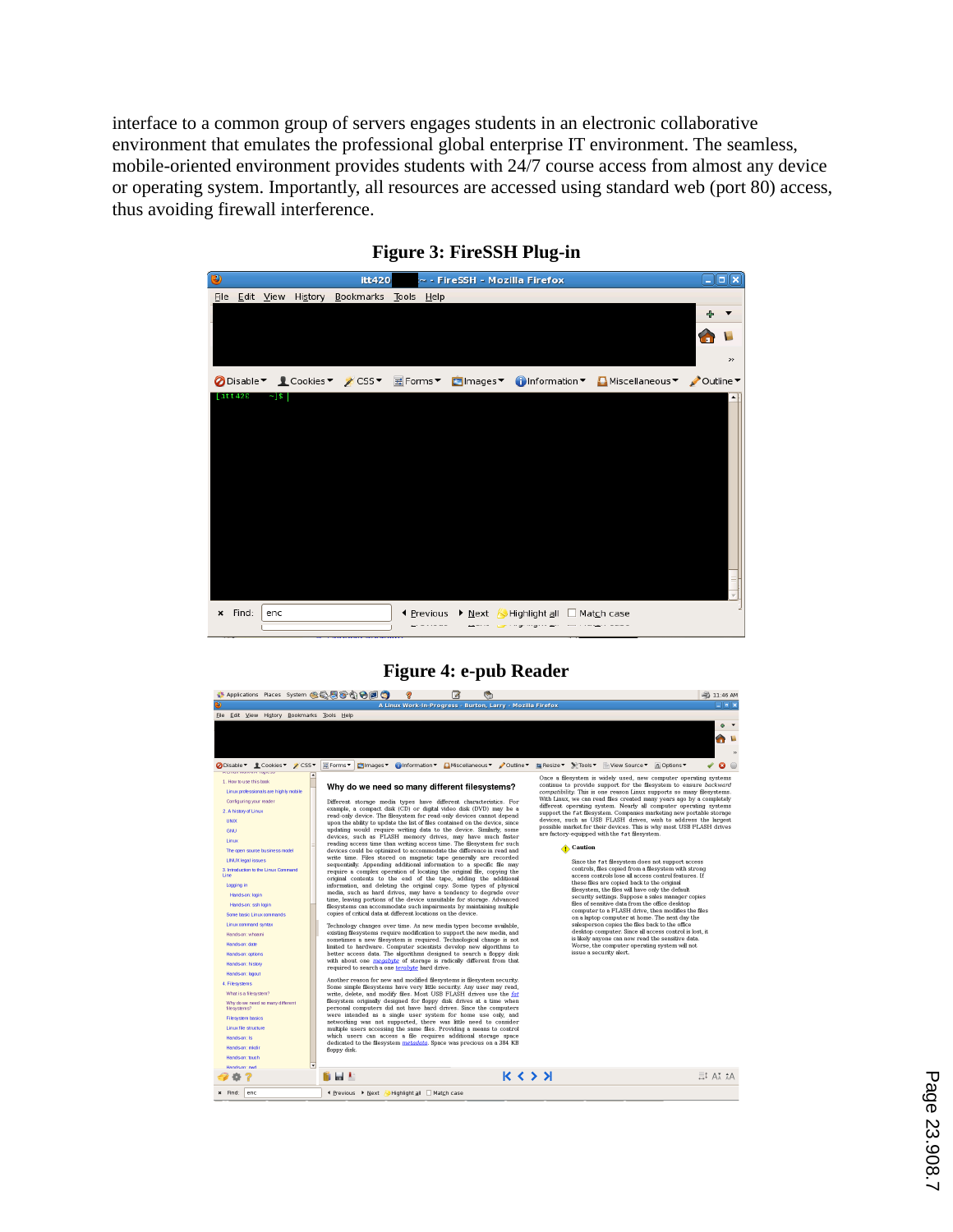interface to a common group of servers engages students in an electronic collaborative environment that emulates the professional global enterprise IT environment. The seamless, mobile-oriented environment provides students with 24/7 course access from almost any device or operating system. Importantly, all resources are accessed using standard web (port 80) access, thus avoiding firewall interference.

**Figure 3: FireSSH Plug-in**

**Figure 4: e-pub Reader**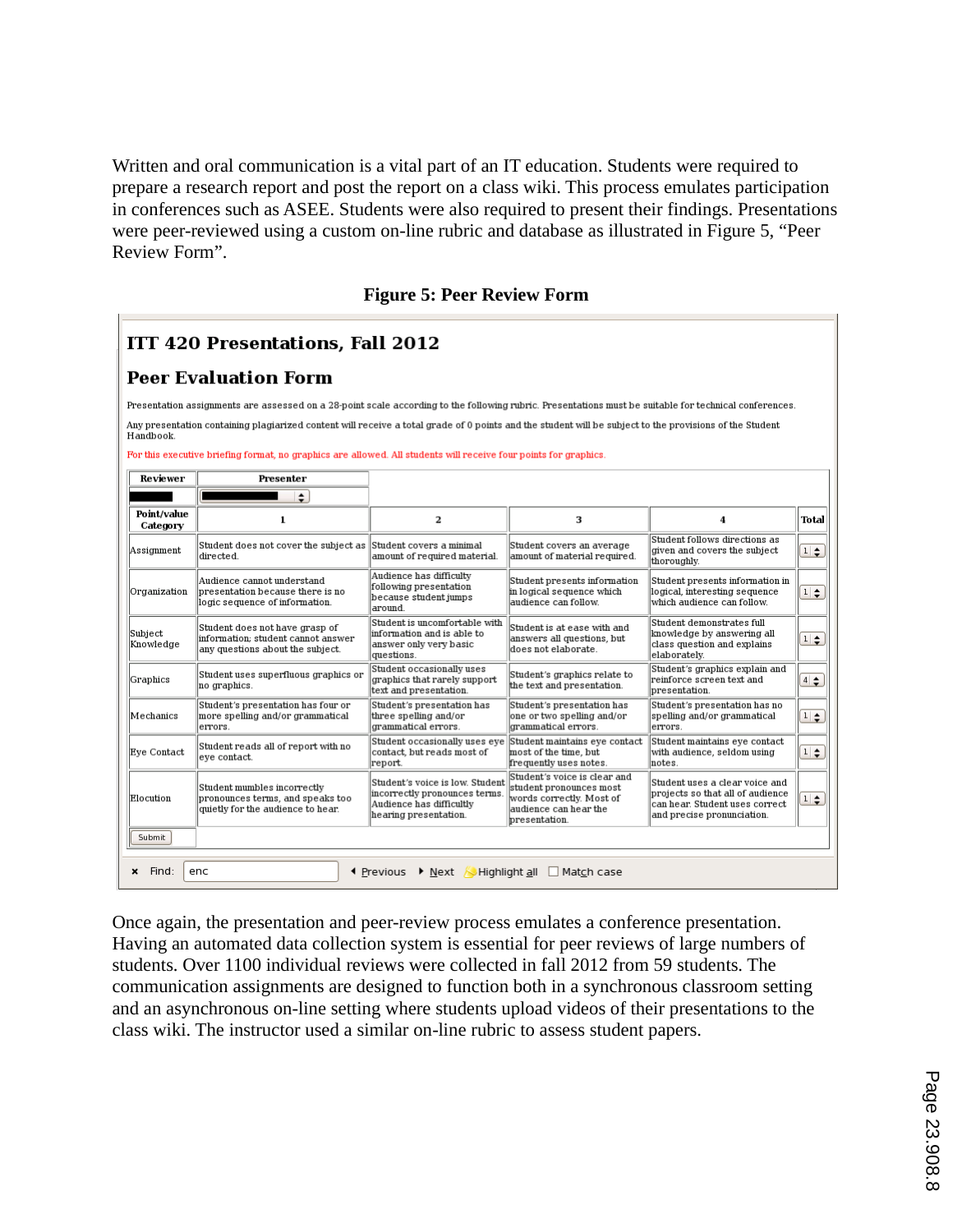Written and oral communication is a vital part of an IT education. Students were required to prepare a research report and post the report on a class wiki. This process emulates participation in conferences such as ASEE. Students were also required to present their findings. Presentations were peer-reviewed using a custom on-line rubric and database as illustrated in Figure 5, "Peer Review Form".

**Figure 5: Peer Review Form**

## ITT 420 Presentations, Fall 2012

## Peer Evaluation Form

Presentation assignments are assessed on a 28-point scale according to the following rubric. Presentations must be suitable for technical conferences.

Any presentation containing plagiarized content will receive a total grade of 0 points and the student will be subject to the provisions of the Student Handbook.

For this executive briefing format, no graphics are allowed. All students will receive four points for graphics.

| Reviewer | Presenter | | | | |
|---|---|---|---|---|---|
| Point/value Category | 1 | 2 | 3 | 4 | Total |
| Assignment | Student does not cover the subject as directed. | Student covers a minimal amount of required material. | Student covers an average amount of material required. | Student follows directions as given and covers the subject thoroughly. | 1 |
| Organization | Audience cannot understand presentation because there is no logic sequence of information. | Audience has difficulty following presentation because student jumps around. | Student presents information in logical sequence which audience can follow. | Student presents information in logical, interesting sequence which audience can follow. | 1 |
| Subject Knowledge | Student does not have grasp of information; student cannot answer any questions about the subject. | Student is uncomfortable with information and is able to answer only very basic questions. | Student is at ease with and answers all questions, but does not elaborate. | Student demonstrates full knowledge by answering all class question and explains elaborately. | 1 |
| Graphics | Student uses superfluous graphics or no graphics. | Student occasionally uses graphics that rarely support text and presentation. | Student's graphics relate to the text and presentation. | Student's graphics explain and reinforce screen text and presentation. | 4 |
| Mechanics | Student's presentation has four or more spelling and/or grammatical errors. | Student's presentation has three spelling and/or grammatical errors. | Student's presentation has one or two spelling and/or grammatical errors. | Student's presentation has no spelling and/or grammatical errors. | 1 |
| Eye Contact | Student reads all of report with no eye contact. | Student occasionally uses eye contact, but reads most of report. | Student maintains eye contact most of the time, but frequently uses notes. | Student maintains eye contact with audience, seldom using notes. | 1 |
| Elocution | Student mumbles incorrectly pronounces terms, and speaks too quietly for the audience to hear. | Student's voice is low. Student incorrectly pronounces terms. Audience has difficulty hearing presentation. | Student's voice is clear and student pronounces most words correctly. Most of audience can hear the presentation. | Student uses a clear voice and projects so that all of audience can hear. Student uses correct and precise pronunciation. | 1 |
| Submit | | | | | |

Once again, the presentation and peer-review process emulates a conference presentation. Having an automated data collection system is essential for peer reviews of large numbers of students. Over 1100 individual reviews were collected in fall 2012 from 59 students. The communication assignments are designed to function both in a synchronous classroom setting and an asynchronous on-line setting where students upload videos of their presentations to the class wiki. The instructor used a similar on-line rubric to assess student papers.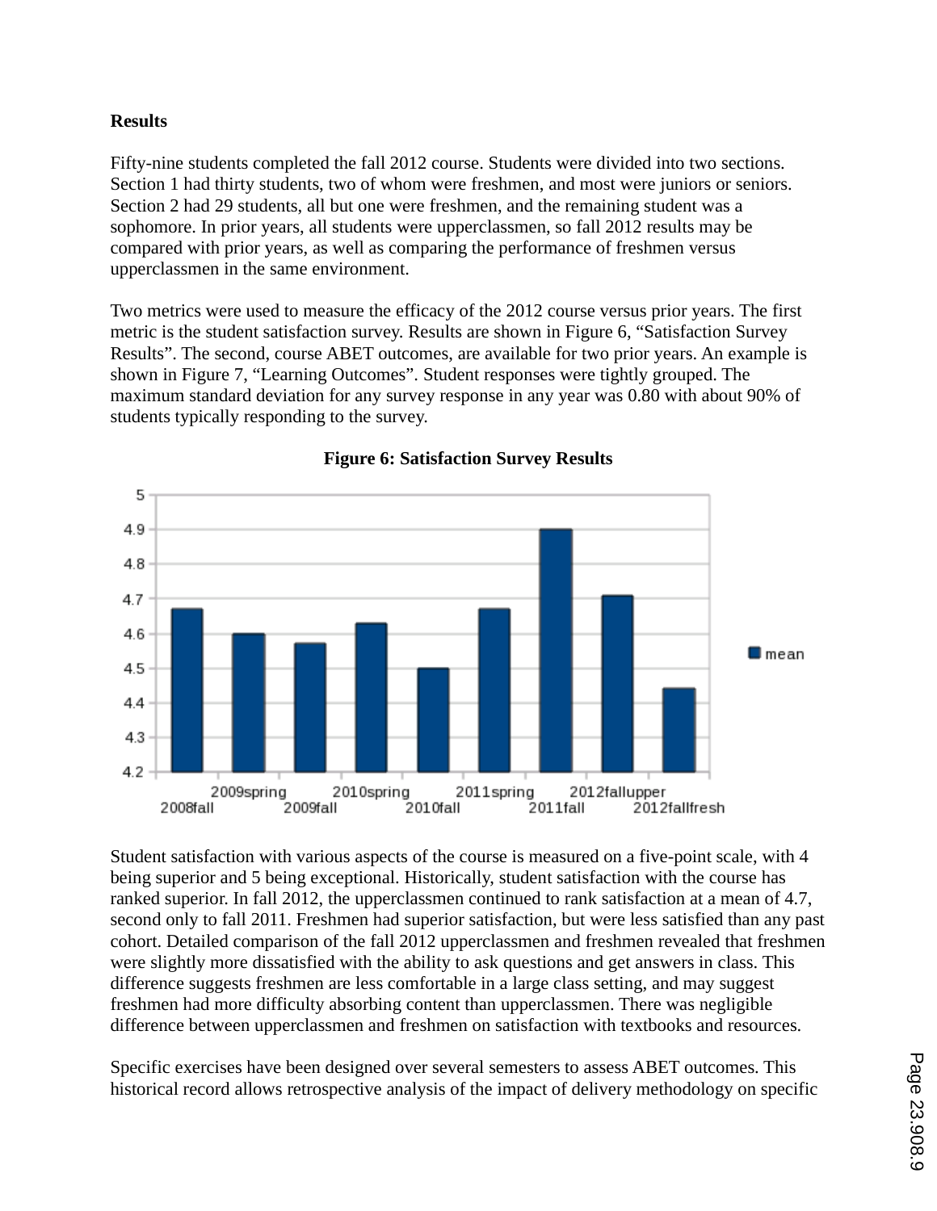**Results**

Fifty-nine students completed the fall 2012 course. Students were divided into two sections. Section 1 had thirty students, two of whom were freshmen, and most were juniors or seniors. Section 2 had 29 students, all but one were freshmen, and the remaining student was a sophomore. In prior years, all students were upperclassmen, so fall 2012 results may be compared with prior years, as well as comparing the performance of freshmen versus upperclassmen in the same environment.

Two metrics were used to measure the efficacy of the 2012 course versus prior years. The first metric is the student satisfaction survey. Results are shown in Figure 6, "Satisfaction Survey Results". The second, course ABET outcomes, are available for two prior years. An example is shown in Figure 7, "Learning Outcomes". Student responses were tightly grouped. The maximum standard deviation for any survey response in any year was 0.80 with about 90% of students typically responding to the survey.

**Figure 6: Satisfaction Survey Results**

Student satisfaction with various aspects of the course is measured on a five-point scale, with 4 being superior and 5 being exceptional. Historically, student satisfaction with the course has ranked superior. In fall 2012, the upperclassmen continued to rank satisfaction at a mean of 4.7, second only to fall 2011. Freshmen had superior satisfaction, but were less satisfied than any past cohort. Detailed comparison of the fall 2012 upperclassmen and freshmen revealed that freshmen were slightly more dissatisfied with the ability to ask questions and get answers in class. This difference suggests freshmen are less comfortable in a large class setting, and may suggest freshmen had more difficulty absorbing content than upperclassmen. There was negligible difference between upperclassmen and freshmen on satisfaction with textbooks and resources.

Specific exercises have been designed over several semesters to assess ABET outcomes. This historical record allows retrospective analysis of the impact of delivery methodology on specific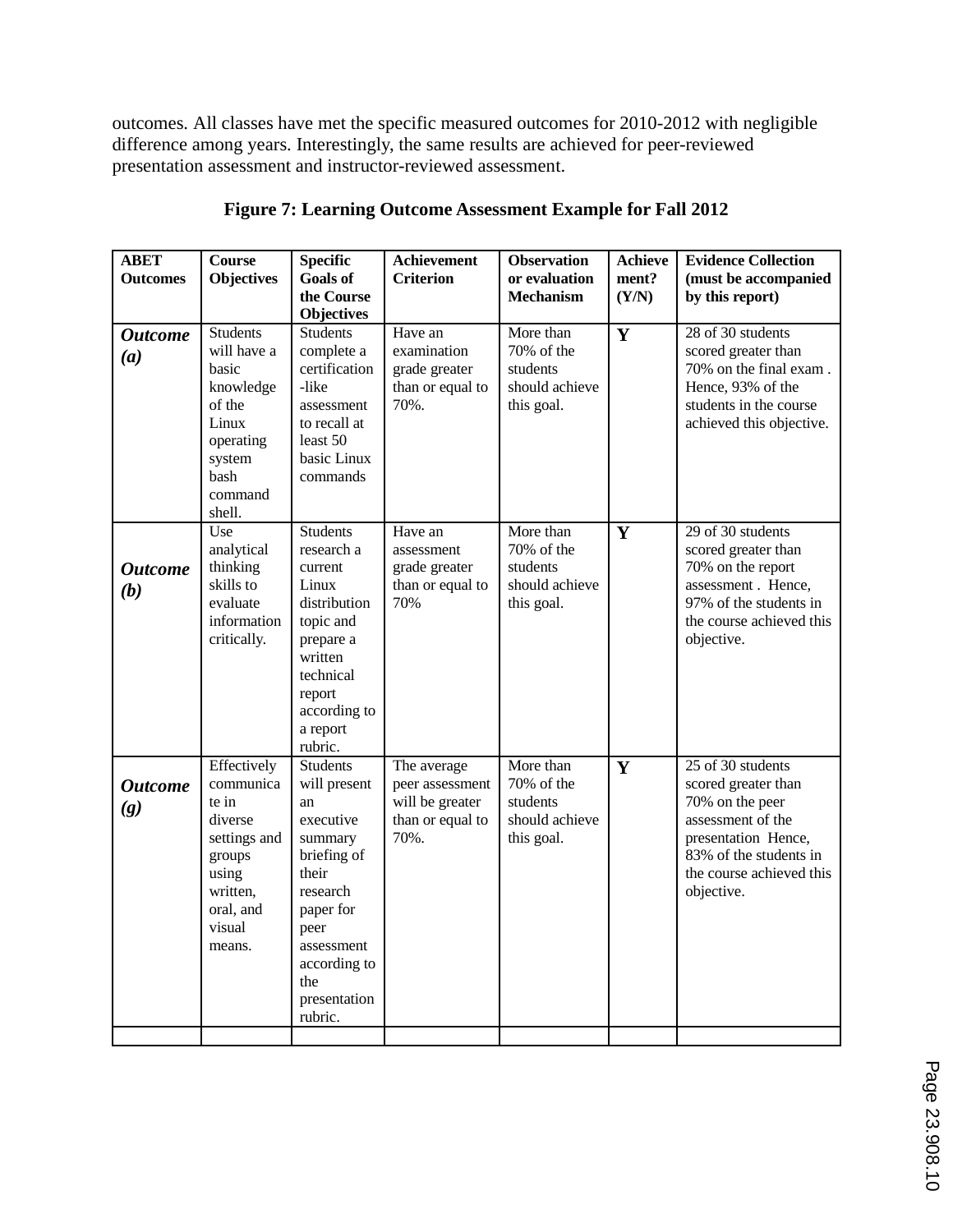outcomes. All classes have met the specific measured outcomes for 2010-2012 with negligible difference among years. Interestingly, the same results are achieved for peer-reviewed presentation assessment and instructor-reviewed assessment.

**Figure 7: Learning Outcome Assessment Example for Fall 2012**

| ABET Outcomes | Course Objectives | Specific Goals of the Course Objectives | Achievement Criterion | Observation or evaluation Mechanism | Achievement? (Y/N) | Evidence Collection (must be accompanied by this report) |
|---|---|---|---|---|---|---|
| ***Outcome (a)*** | Students will have a basic knowledge of the Linux operating system bash command shell. | Students complete a certification-like assessment to recall at least 50 basic Linux commands | Have an examination grade greater than or equal to 70%. | More than 70% of the students should achieve this goal. | **Y** | 28 of 30 students scored greater than 70% on the final exam . Hence, 93% of the students in the course achieved this objective. |
| ***Outcome (b)*** | Use analytical thinking skills to evaluate information critically. | Students research a current Linux distribution topic and prepare a written technical report according to a report rubric. | Have an assessment grade greater than or equal to 70% | More than 70% of the students should achieve this goal. | **Y** | 29 of 30 students scored greater than 70% on the report assessment . Hence, 97% of the students in the course achieved this objective. |
| ***Outcome (g)*** | Effectively communicate in diverse settings and groups using written, oral, and visual means. | Students will present an executive summary briefing of their research paper for peer assessment according to the presentation rubric. | The average peer assessment will be greater than or equal to 70%. | More than 70% of the students should achieve this goal. | **Y** | 25 of 30 students scored greater than 70% on the peer assessment of the presentation Hence, 83% of the students in the course achieved this objective. |
| | | | | | | |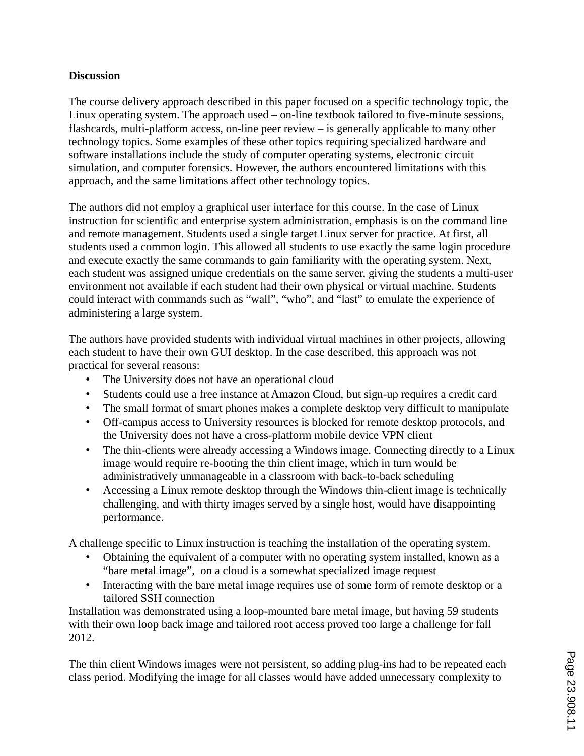**Discussion**

The course delivery approach described in this paper focused on a specific technology topic, the Linux operating system. The approach used – on-line textbook tailored to five-minute sessions, flashcards, multi-platform access, on-line peer review – is generally applicable to many other technology topics. Some examples of these other topics requiring specialized hardware and software installations include the study of computer operating systems, electronic circuit simulation, and computer forensics. However, the authors encountered limitations with this approach, and the same limitations affect other technology topics.

The authors did not employ a graphical user interface for this course. In the case of Linux instruction for scientific and enterprise system administration, emphasis is on the command line and remote management. Students used a single target Linux server for practice. At first, all students used a common login. This allowed all students to use exactly the same login procedure and execute exactly the same commands to gain familiarity with the operating system. Next, each student was assigned unique credentials on the same server, giving the students a multi-user environment not available if each student had their own physical or virtual machine. Students could interact with commands such as "wall", "who", and "last" to emulate the experience of administering a large system.

The authors have provided students with individual virtual machines in other projects, allowing each student to have their own GUI desktop. In the case described, this approach was not practical for several reasons:

- The University does not have an operational cloud
- Students could use a free instance at Amazon Cloud, but sign-up requires a credit card
- The small format of smart phones makes a complete desktop very difficult to manipulate
- Off-campus access to University resources is blocked for remote desktop protocols, and the University does not have a cross-platform mobile device VPN client
- The thin-clients were already accessing a Windows image. Connecting directly to a Linux image would require re-booting the thin client image, which in turn would be administratively unmanageable in a classroom with back-to-back scheduling
- Accessing a Linux remote desktop through the Windows thin-client image is technically challenging, and with thirty images served by a single host, would have disappointing performance.

A challenge specific to Linux instruction is teaching the installation of the operating system.

- Obtaining the equivalent of a computer with no operating system installed, known as a "bare metal image", on a cloud is a somewhat specialized image request
- Interacting with the bare metal image requires use of some form of remote desktop or a tailored SSH connection

Installation was demonstrated using a loop-mounted bare metal image, but having 59 students with their own loop back image and tailored root access proved too large a challenge for fall 2012.

The thin client Windows images were not persistent, so adding plug-ins had to be repeated each class period. Modifying the image for all classes would have added unnecessary complexity to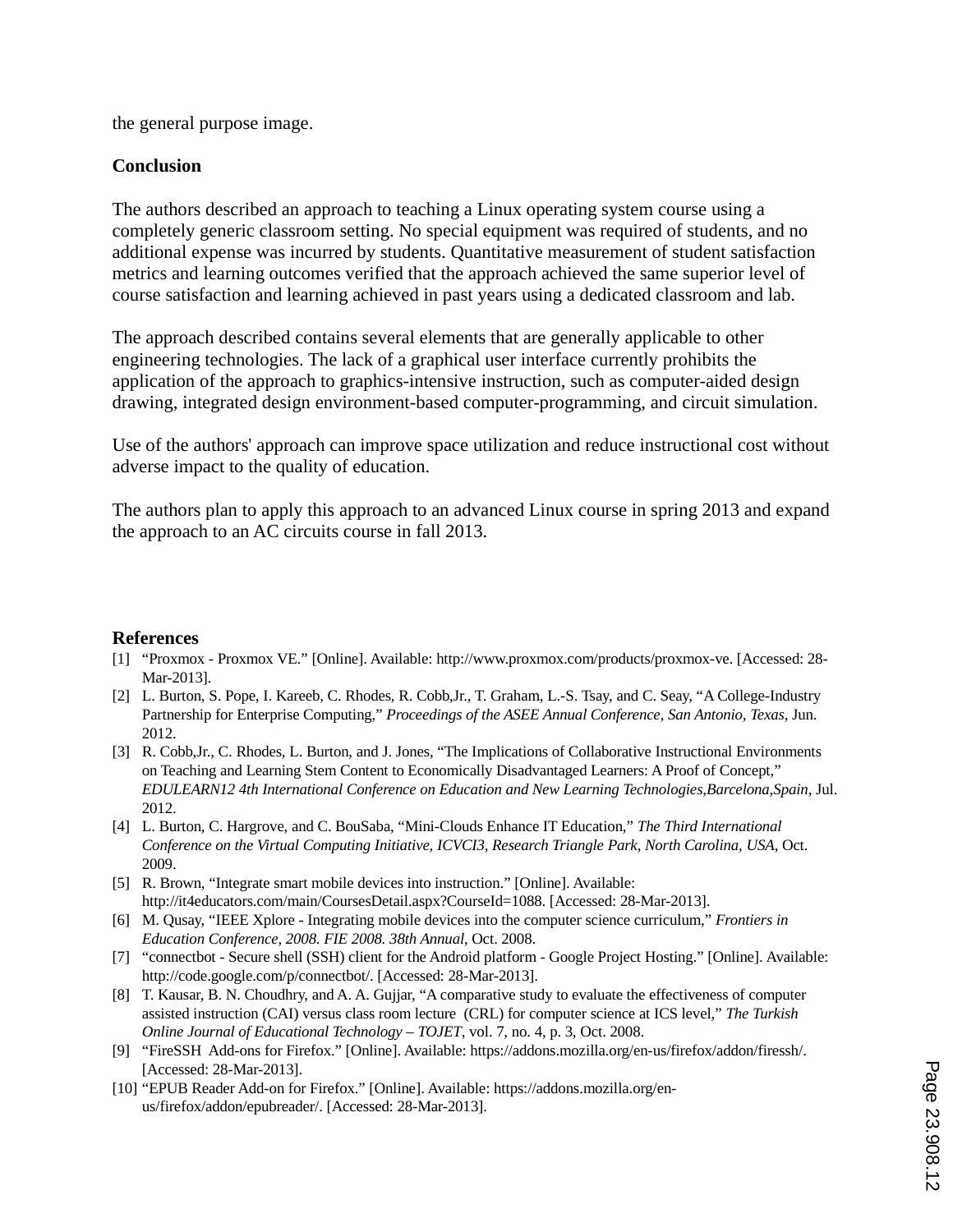the general purpose image.

**Conclusion**

The authors described an approach to teaching a Linux operating system course using a completely generic classroom setting. No special equipment was required of students, and no additional expense was incurred by students. Quantitative measurement of student satisfaction metrics and learning outcomes verified that the approach achieved the same superior level of course satisfaction and learning achieved in past years using a dedicated classroom and lab.

The approach described contains several elements that are generally applicable to other engineering technologies. The lack of a graphical user interface currently prohibits the application of the approach to graphics-intensive instruction, such as computer-aided design drawing, integrated design environment-based computer-programming, and circuit simulation.

Use of the authors' approach can improve space utilization and reduce instructional cost without adverse impact to the quality of education.

The authors plan to apply this approach to an advanced Linux course in spring 2013 and expand the approach to an AC circuits course in fall 2013.

**References**

[1] "Proxmox - Proxmox VE." [Online]. Available: http://www.proxmox.com/products/proxmox-ve. [Accessed: 28-Mar-2013].

[2] L. Burton, S. Pope, I. Kareeb, C. Rhodes, R. Cobb,Jr., T. Graham, L.-S. Tsay, and C. Seay, "A College-Industry Partnership for Enterprise Computing," *Proceedings of the ASEE Annual Conference, San Antonio, Texas*, Jun. 2012.

[3] R. Cobb,Jr., C. Rhodes, L. Burton, and J. Jones, "The Implications of Collaborative Instructional Environments on Teaching and Learning Stem Content to Economically Disadvantaged Learners: A Proof of Concept," *EDULEARN12 4th International Conference on Education and New Learning Technologies,Barcelona,Spain*, Jul. 2012.

[4] L. Burton, C. Hargrove, and C. BouSaba, "Mini-Clouds Enhance IT Education," *The Third International Conference on the Virtual Computing Initiative, ICVCI3, Research Triangle Park, North Carolina, USA*, Oct. 2009.

[5] R. Brown, "Integrate smart mobile devices into instruction." [Online]. Available: http://it4educators.com/main/CoursesDetail.aspx?CourseId=1088. [Accessed: 28-Mar-2013].

[6] M. Qusay, "IEEE Xplore - Integrating mobile devices into the computer science curriculum," *Frontiers in Education Conference, 2008. FIE 2008. 38th Annual*, Oct. 2008.

[7] "connectbot - Secure shell (SSH) client for the Android platform - Google Project Hosting." [Online]. Available: http://code.google.com/p/connectbot/. [Accessed: 28-Mar-2013].

[8] T. Kausar, B. N. Choudhry, and A. A. Gujjar, "A comparative study to evaluate the effectiveness of computer assisted instruction (CAI) versus class room lecture (CRL) for computer science at ICS level," *The Turkish Online Journal of Educational Technology – TOJET*, vol. 7, no. 4, p. 3, Oct. 2008.

[9] "FireSSH Add-ons for Firefox." [Online]. Available: https://addons.mozilla.org/en-us/firefox/addon/firessh/. [Accessed: 28-Mar-2013].

[10] "EPUB Reader Add-on for Firefox." [Online]. Available: https://addons.mozilla.org/en-us/firefox/addon/epubreader/. [Accessed: 28-Mar-2013].